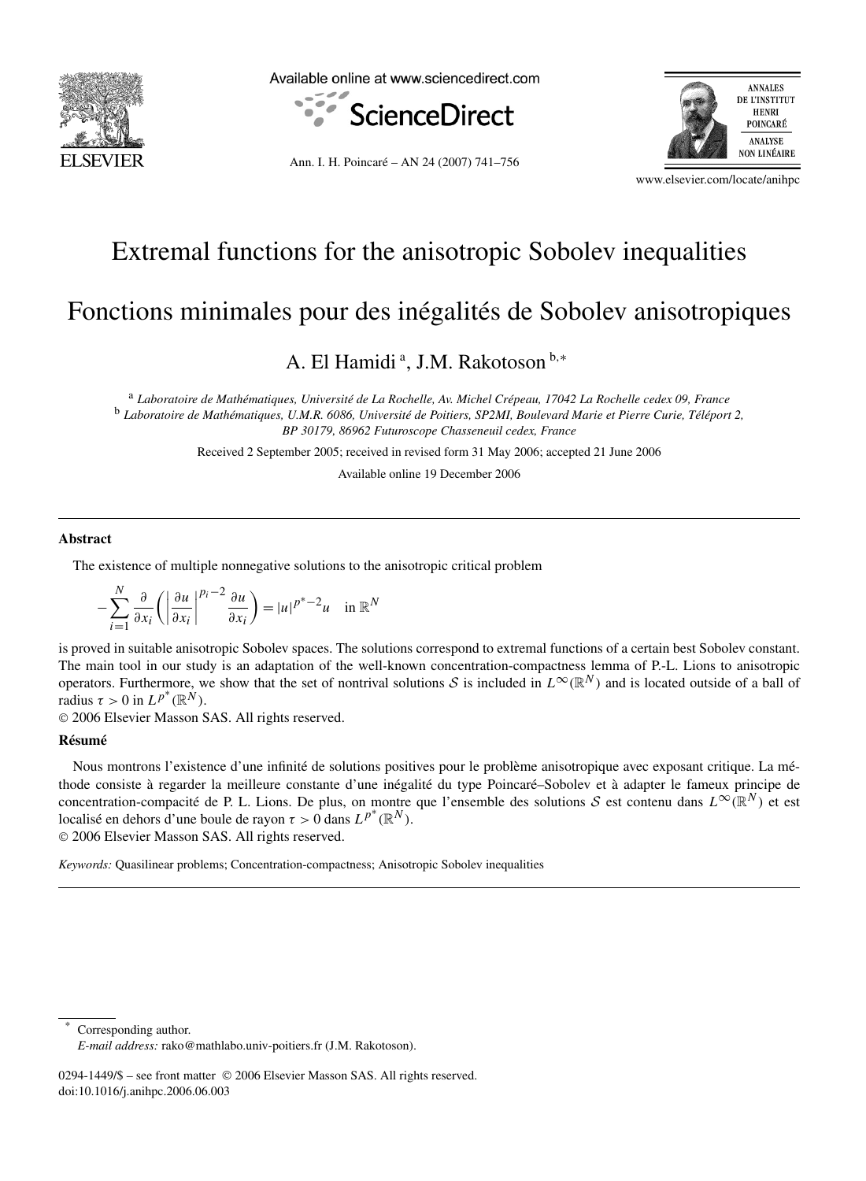// Extremal functions for the anisotropic Sobolev inequalities

# Extremal functions for the anisotropic Sobolev inequalities

# Fonctions minimales pour des inégalités de Sobolev anisotropiques

A. El Hamidi [a], J.M. Rakotoson [b,*]

[a] *Laboratoire de Mathématiques, Université de La Rochelle, Av. Michel Crépeau, 17042 La Rochelle cedex 09, France*

[b] *Laboratoire de Mathématiques, U.M.R. 6086, Université de Poitiers, SP2MI, Boulevard Marie et Pierre Curie, Téléport 2, BP 30179, 86962 Futuroscope Chasseneuil cedex, France*

Received 2 September 2005; received in revised form 31 May 2006; accepted 21 June 2006

Available online 19 December 2006

## Abstract

The existence of multiple nonnegative solutions to the anisotropic critical problem

$$-\sum_{i=1}^{N} \frac{\partial}{\partial x_i}\left(\left|\frac{\partial u}{\partial x_i}\right|^{p_i-2} \frac{\partial u}{\partial x_i}\right) = |u|^{p^*-2}u \quad \text{in } \mathbb{R}^N$$

is proved in suitable anisotropic Sobolev spaces. The solutions correspond to extremal functions of a certain best Sobolev constant. The main tool in our study is an adaptation of the well-known concentration-compactness lemma of P.-L. Lions to anisotropic operators. Furthermore, we show that the set of nontrival solutions $\mathcal{S}$ is included in $L^\infty(\mathbb{R}^N)$ and is located outside of a ball of radius $\tau > 0$ in $L^{p^*}(\mathbb{R}^N)$.

© 2006 Elsevier Masson SAS. All rights reserved.

## Résumé

Nous montrons l'existence d'une infinité de solutions positives pour le problème anisotropique avec exposant critique. La méthode consiste à regarder la meilleure constante d'une inégalité du type Poincaré–Sobolev et à adapter le fameux principe de concentration-compacité de P. L. Lions. De plus, on montre que l'ensemble des solutions $\mathcal{S}$ est contenu dans $L^\infty(\mathbb{R}^N)$ et est localisé en dehors d'une boule de rayon $\tau > 0$ dans $L^{p^*}(\mathbb{R}^N)$.

© 2006 Elsevier Masson SAS. All rights reserved.

*Keywords:* Quasilinear problems; Concentration-compactness; Anisotropic Sobolev inequalities

---

\* Corresponding author.

*E-mail address:* rako@mathlabo.univ-poitiers.fr (J.M. Rakotoson).

0294-1449/$ – see front matter © 2006 Elsevier Masson SAS. All rights reserved.
doi:10.1016/j.anihpc.2006.06.003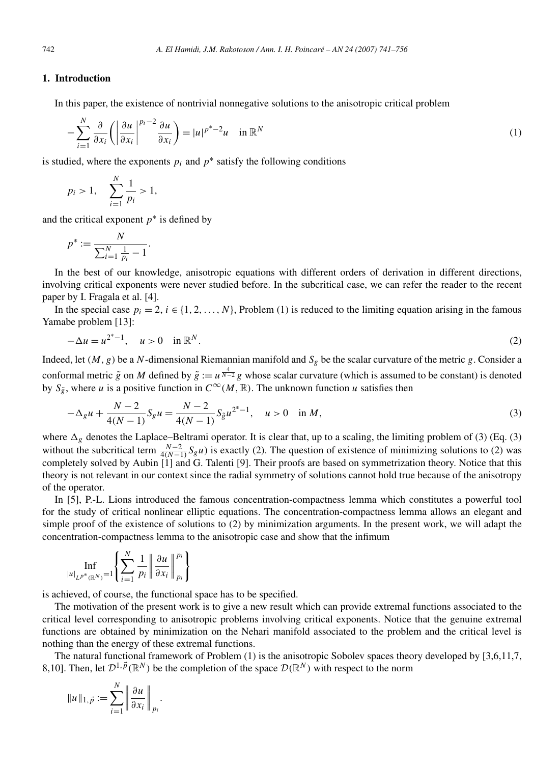## 1. Introduction

In this paper, the existence of nontrivial nonnegative solutions to the anisotropic critical problem

$$-\sum_{i=1}^{N} \frac{\partial}{\partial x_i}\left(\left|\frac{\partial u}{\partial x_i}\right|^{p_i-2} \frac{\partial u}{\partial x_i}\right) = |u|^{p^*-2}u \quad \text{in } \mathbb{R}^N \tag{1}$$

is studied, where the exponents $p_i$ and $p^*$ satisfy the following conditions

$$p_i > 1, \quad \sum_{i=1}^{N} \frac{1}{p_i} > 1,$$

and the critical exponent $p^*$ is defined by

$$p^* := \frac{N}{\sum_{i=1}^{N} \frac{1}{p_i} - 1}.$$

In the best of our knowledge, anisotropic equations with different orders of derivation in different directions, involving critical exponents were never studied before. In the subcritical case, we can refer the reader to the recent paper by I. Fragala et al. [4].

In the special case $p_i = 2$, $i \in \{1, 2, \ldots, N\}$, Problem (1) is reduced to the limiting equation arising in the famous Yamabe problem [13]:

$$-\Delta u = u^{2^*-1}, \quad u > 0 \quad \text{in } \mathbb{R}^N. \tag{2}$$

Indeed, let $(M, g)$ be a $N$-dimensional Riemannian manifold and $S_g$ be the scalar curvature of the metric $g$. Consider a conformal metric $\tilde{g}$ on $M$ defined by $\tilde{g} := u^{\frac{4}{N-2}} g$ whose scalar curvature (which is assumed to be constant) is denoted by $S_{\tilde{g}}$, where $u$ is a positive function in $C^\infty(M, \mathbb{R})$. The unknown function $u$ satisfies then

$$-\Delta_g u + \frac{N-2}{4(N-1)} S_g u = \frac{N-2}{4(N-1)} S_{\tilde{g}} u^{2^*-1}, \quad u > 0 \quad \text{in } M, \tag{3}$$

where $\Delta_g$ denotes the Laplace–Beltrami operator. It is clear that, up to a scaling, the limiting problem of (3) (Eq. (3) without the subcritical term $\frac{N-2}{4(N-1)} S_g u$) is exactly (2). The question of existence of minimizing solutions to (2) was completely solved by Aubin [1] and G. Talenti [9]. Their proofs are based on symmetrization theory. Notice that this theory is not relevant in our context since the radial symmetry of solutions cannot hold true because of the anisotropy of the operator.

In [5], P.-L. Lions introduced the famous concentration-compactness lemma which constitutes a powerful tool for the study of critical nonlinear elliptic equations. The concentration-compactness lemma allows an elegant and simple proof of the existence of solutions to (2) by minimization arguments. In the present work, we will adapt the concentration-compactness lemma to the anisotropic case and show that the infimum

$$\operatorname*{Inf}_{|u|_{L^{p^*}(\mathbb{R}^N)}=1} \left\{ \sum_{i=1}^{N} \frac{1}{p_i} \left\| \frac{\partial u}{\partial x_i} \right\|_{p_i}^{p_i} \right\}$$

is achieved, of course, the functional space has to be specified.

The motivation of the present work is to give a new result which can provide extremal functions associated to the critical level corresponding to anisotropic problems involving critical exponents. Notice that the genuine extremal functions are obtained by minimization on the Nehari manifold associated to the problem and the critical level is nothing than the energy of these extremal functions.

The natural functional framework of Problem (1) is the anisotropic Sobolev spaces theory developed by [3,6,11,7,8,10]. Then, let $\mathcal{D}^{1,\vec{p}}(\mathbb{R}^N)$ be the completion of the space $\mathcal{D}(\mathbb{R}^N)$ with respect to the norm

$$\|u\|_{1,\vec{p}} := \sum_{i=1}^{N} \left\| \frac{\partial u}{\partial x_i} \right\|_{p_i}.$$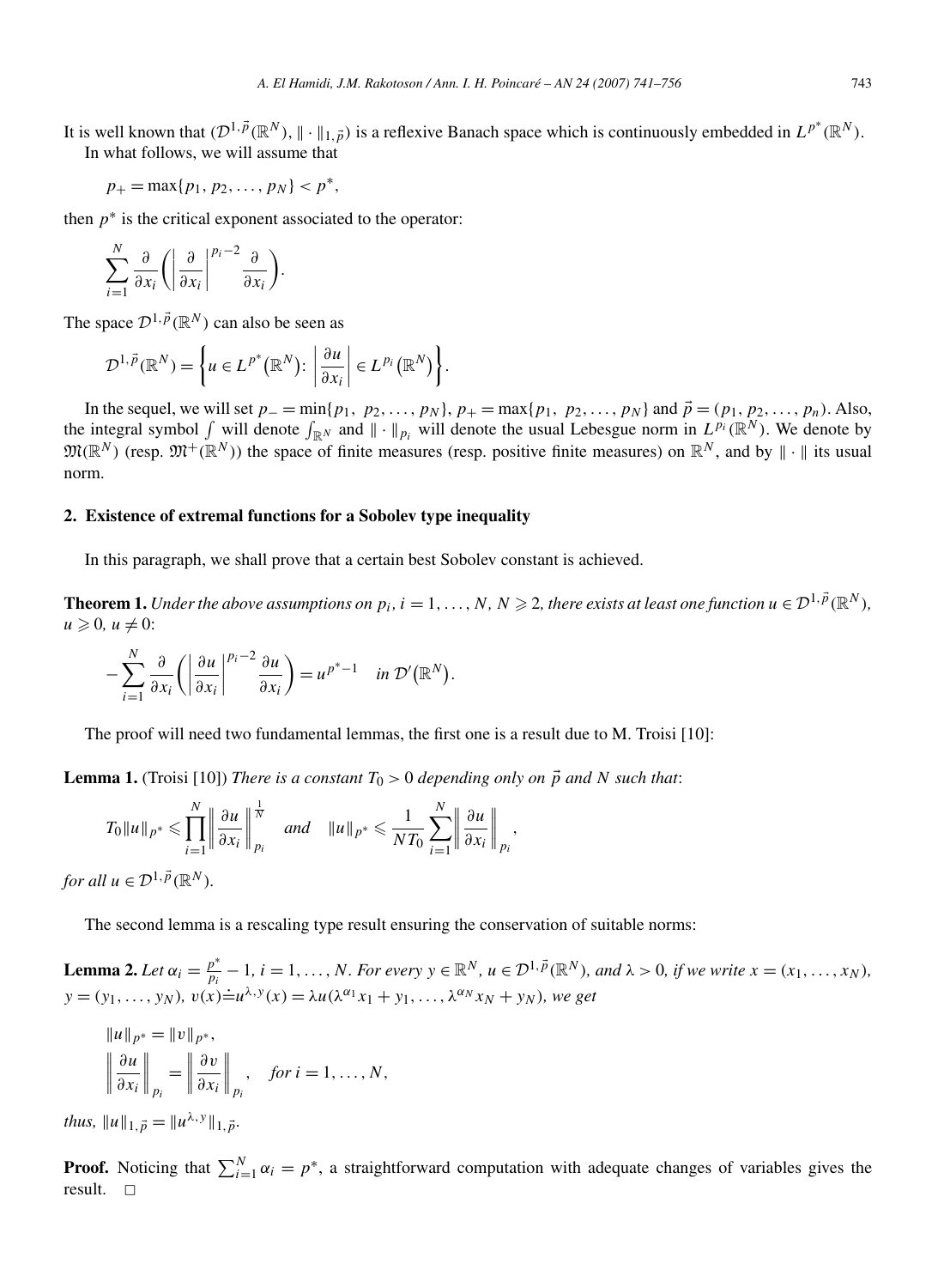It is well known that $(\mathcal{D}^{1,\vec{p}}(\mathbb{R}^N), \|\cdot\|_{1,\vec{p}})$ is a reflexive Banach space which is continuously embedded in $L^{p^*}(\mathbb{R}^N)$.

In what follows, we will assume that

$$p_+ = \max\{p_1, p_2, \dots, p_N\} < p^*,$$

then $p^*$ is the critical exponent associated to the operator:

$$\sum_{i=1}^{N} \frac{\partial}{\partial x_i}\left(\left|\frac{\partial}{\partial x_i}\right|^{p_i-2}\frac{\partial}{\partial x_i}\right).$$

The space $\mathcal{D}^{1,\vec{p}}(\mathbb{R}^N)$ can also be seen as

$$\mathcal{D}^{1,\vec{p}}(\mathbb{R}^N) = \left\{u \in L^{p^*}(\mathbb{R}^N)\colon \left|\frac{\partial u}{\partial x_i}\right| \in L^{p_i}(\mathbb{R}^N)\right\}.$$

In the sequel, we will set $p_- = \min\{p_1, p_2, \dots, p_N\}$, $p_+ = \max\{p_1, p_2, \dots, p_N\}$ and $\vec{p} = (p_1, p_2, \dots, p_n)$. Also, the integral symbol $\int$ will denote $\int_{\mathbb{R}^N}$ and $\|\cdot\|_{p_i}$ will denote the usual Lebesgue norm in $L^{p_i}(\mathbb{R}^N)$. We denote by $\mathfrak{M}(\mathbb{R}^N)$ (resp. $\mathfrak{M}^+(\mathbb{R}^N)$) the space of finite measures (resp. positive finite measures) on $\mathbb{R}^N$, and by $\|\cdot\|$ its usual norm.

## 2. Existence of extremal functions for a Sobolev type inequality

In this paragraph, we shall prove that a certain best Sobolev constant is achieved.

**Theorem 1.** *Under the above assumptions on $p_i$, $i = 1, \dots, N$, $N \geqslant 2$, there exists at least one function $u \in \mathcal{D}^{1,\vec{p}}(\mathbb{R}^N)$, $u \geqslant 0$, $u \neq 0$:*

$$-\sum_{i=1}^{N} \frac{\partial}{\partial x_i}\left(\left|\frac{\partial u}{\partial x_i}\right|^{p_i-2}\frac{\partial u}{\partial x_i}\right) = u^{p^*-1} \quad \text{in } \mathcal{D}'(\mathbb{R}^N).$$

The proof will need two fundamental lemmas, the first one is a result due to M. Troisi [10]:

**Lemma 1.** (Troisi [10]) *There is a constant $T_0 > 0$ depending only on $\vec{p}$ and $N$ such that*:

$$T_0\|u\|_{p^*} \leqslant \prod_{i=1}^{N}\left\|\frac{\partial u}{\partial x_i}\right\|_{p_i}^{\frac{1}{N}} \quad \text{and} \quad \|u\|_{p^*} \leqslant \frac{1}{NT_0}\sum_{i=1}^{N}\left\|\frac{\partial u}{\partial x_i}\right\|_{p_i},$$

*for all $u \in \mathcal{D}^{1,\vec{p}}(\mathbb{R}^N)$.*

The second lemma is a rescaling type result ensuring the conservation of suitable norms:

**Lemma 2.** *Let $\alpha_i = \frac{p^*}{p_i} - 1$, $i = 1, \dots, N$. For every $y \in \mathbb{R}^N$, $u \in \mathcal{D}^{1,\vec{p}}(\mathbb{R}^N)$, and $\lambda > 0$, if we write $x = (x_1, \dots, x_N)$, $y = (y_1, \dots, y_N)$, $v(x) \doteq u^{\lambda,y}(x) = \lambda u(\lambda^{\alpha_1}x_1 + y_1, \dots, \lambda^{\alpha_N}x_N + y_N)$, we get*

$$\|u\|_{p^*} = \|v\|_{p^*},$$
$$\left\|\frac{\partial u}{\partial x_i}\right\|_{p_i} = \left\|\frac{\partial v}{\partial x_i}\right\|_{p_i}, \quad \text{for } i = 1, \dots, N,$$

*thus, $\|u\|_{1,\vec{p}} = \|u^{\lambda,y}\|_{1,\vec{p}}$.*

**Proof.** Noticing that $\sum_{i=1}^{N}\alpha_i = p^*$, a straightforward computation with adequate changes of variables gives the result. $\square$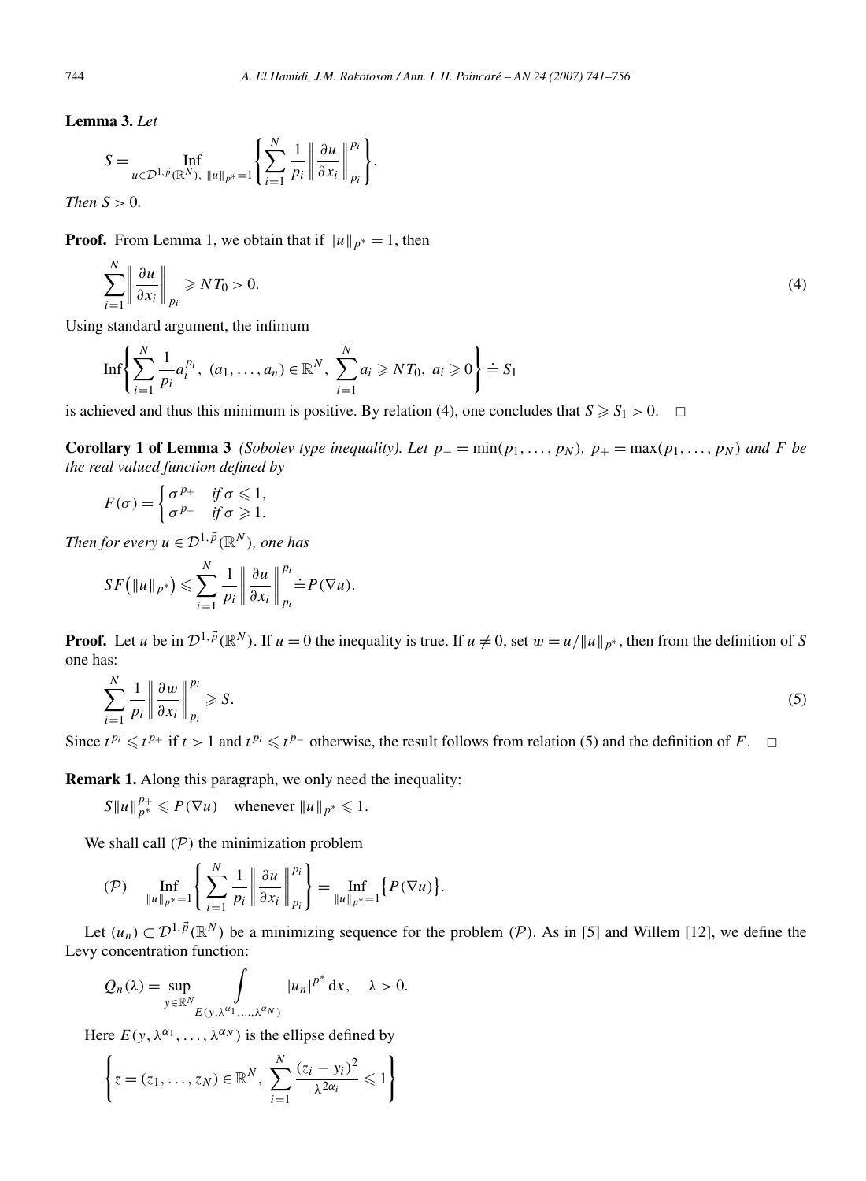**Lemma 3.** *Let*

$$S = \operatorname*{Inf}_{u \in \mathcal{D}^{1,\vec{p}}(\mathbb{R}^N),\ \|u\|_{p^*}=1} \left\{ \sum_{i=1}^{N} \frac{1}{p_i} \left\| \frac{\partial u}{\partial x_i} \right\|_{p_i}^{p_i} \right\}.$$

*Then* $S > 0$.

**Proof.** From Lemma 1, we obtain that if $\|u\|_{p^*} = 1$, then

$$\sum_{i=1}^{N} \left\| \frac{\partial u}{\partial x_i} \right\|_{p_i} \geqslant N T_0 > 0. \tag{4}$$

Using standard argument, the infimum

$$\operatorname{Inf}\left\{ \sum_{i=1}^{N} \frac{1}{p_i} a_i^{p_i},\ (a_1, \ldots, a_n) \in \mathbb{R}^N,\ \sum_{i=1}^{N} a_i \geqslant N T_0,\ a_i \geqslant 0 \right\} \doteq S_1$$

is achieved and thus this minimum is positive. By relation (4), one concludes that $S \geqslant S_1 > 0$. $\square$

**Corollary 1 of Lemma 3** *(Sobolev type inequality). Let* $p_- = \min(p_1, \ldots, p_N)$, $p_+ = \max(p_1, \ldots, p_N)$ *and* $F$ *be the real valued function defined by*

$$F(\sigma) = \begin{cases} \sigma^{p_+} & \text{if } \sigma \leqslant 1, \\ \sigma^{p_-} & \text{if } \sigma \geqslant 1. \end{cases}$$

*Then for every* $u \in \mathcal{D}^{1,\vec{p}}(\mathbb{R}^N)$*, one has*

$$S F\big(\|u\|_{p^*}\big) \leqslant \sum_{i=1}^{N} \frac{1}{p_i} \left\| \frac{\partial u}{\partial x_i} \right\|_{p_i}^{p_i} \doteq P(\nabla u).$$

**Proof.** Let $u$ be in $\mathcal{D}^{1,\vec{p}}(\mathbb{R}^N)$. If $u = 0$ the inequality is true. If $u \neq 0$, set $w = u / \|u\|_{p^*}$, then from the definition of $S$ one has:

$$\sum_{i=1}^{N} \frac{1}{p_i} \left\| \frac{\partial w}{\partial x_i} \right\|_{p_i}^{p_i} \geqslant S. \tag{5}$$

Since $t^{p_i} \leqslant t^{p_+}$ if $t > 1$ and $t^{p_i} \leqslant t^{p_-}$ otherwise, the result follows from relation (5) and the definition of $F$. $\square$

**Remark 1.** Along this paragraph, we only need the inequality:

$$S \|u\|_{p^*}^{p_+} \leqslant P(\nabla u) \quad \text{whenever } \|u\|_{p^*} \leqslant 1.$$

We shall call $(\mathcal{P})$ the minimization problem

$$(\mathcal{P}) \qquad \operatorname*{Inf}_{\|u\|_{p^*}=1} \left\{ \sum_{i=1}^{N} \frac{1}{p_i} \left\| \frac{\partial u}{\partial x_i} \right\|_{p_i}^{p_i} \right\} = \operatorname*{Inf}_{\|u\|_{p^*}=1} \big\{ P(\nabla u) \big\}.$$

Let $(u_n) \subset \mathcal{D}^{1,\vec{p}}(\mathbb{R}^N)$ be a minimizing sequence for the problem $(\mathcal{P})$. As in [5] and Willem [12], we define the Levy concentration function:

$$Q_n(\lambda) = \sup_{y \in \mathbb{R}^N} \int_{E(y, \lambda^{\alpha_1}, \ldots, \lambda^{\alpha_N})} |u_n|^{p^*} \, \mathrm{d}x, \quad \lambda > 0.$$

Here $E(y, \lambda^{\alpha_1}, \ldots, \lambda^{\alpha_N})$ is the ellipse defined by

$$\left\{ z = (z_1, \ldots, z_N) \in \mathbb{R}^N,\ \sum_{i=1}^{N} \frac{(z_i - y_i)^2}{\lambda^{2\alpha_i}} \leqslant 1 \right\}$$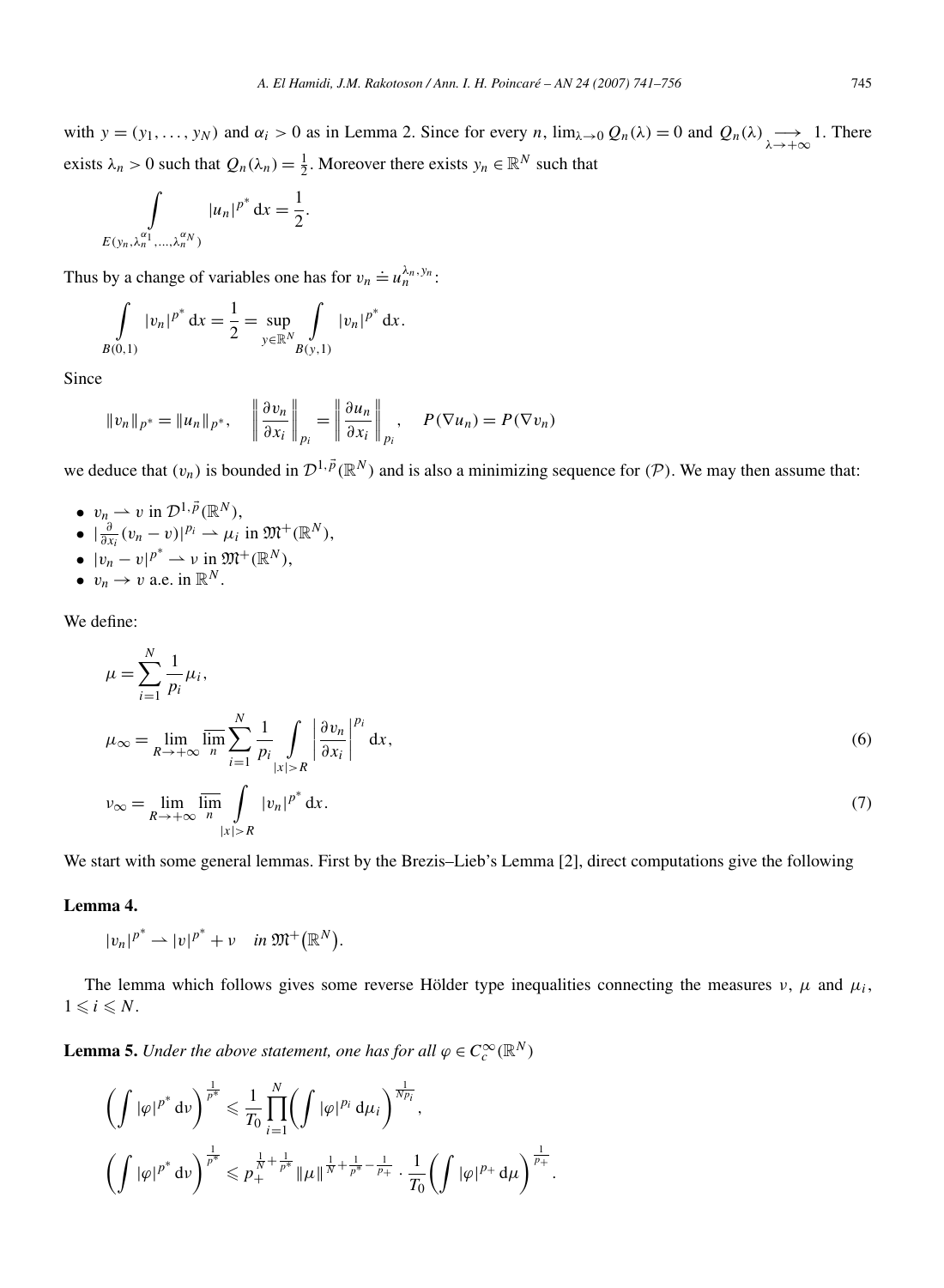with $y = (y_1, \ldots, y_N)$ and $\alpha_i > 0$ as in Lemma 2. Since for every $n$, $\lim_{\lambda \to 0} Q_n(\lambda) = 0$ and $Q_n(\lambda) \underset{\lambda \to +\infty}{\longrightarrow} 1$. There exists $\lambda_n > 0$ such that $Q_n(\lambda_n) = \frac{1}{2}$. Moreover there exists $y_n \in \mathbb{R}^N$ such that

$$\int\limits_{E(y_n, \lambda_n^{\alpha_1}, \ldots, \lambda_n^{\alpha_N})} |u_n|^{p^*} \, \mathrm{d}x = \frac{1}{2}.$$

Thus by a change of variables one has for $v_n \doteq u_n^{\lambda_n, y_n}$:

$$\int\limits_{B(0,1)} |v_n|^{p^*} \, \mathrm{d}x = \frac{1}{2} = \sup_{y \in \mathbb{R}^N} \int\limits_{B(y,1)} |v_n|^{p^*} \, \mathrm{d}x.$$

Since

$$\|v_n\|_{p^*} = \|u_n\|_{p^*}, \quad \left\| \frac{\partial v_n}{\partial x_i} \right\|_{p_i} = \left\| \frac{\partial u_n}{\partial x_i} \right\|_{p_i}, \quad P(\nabla u_n) = P(\nabla v_n)$$

we deduce that $(v_n)$ is bounded in $\mathcal{D}^{1,\vec{p}}(\mathbb{R}^N)$ and is also a minimizing sequence for $(\mathcal{P})$. We may then assume that:

- $v_n \rightharpoonup v$ in $\mathcal{D}^{1,\vec{p}}(\mathbb{R}^N)$,
- $|\frac{\partial}{\partial x_i}(v_n - v)|^{p_i} \rightharpoonup \mu_i$ in $\mathfrak{M}^+(\mathbb{R}^N)$,
- $|v_n - v|^{p^*} \rightharpoonup \nu$ in $\mathfrak{M}^+(\mathbb{R}^N)$,
- $v_n \to v$ a.e. in $\mathbb{R}^N$.

We define:

$$\mu = \sum_{i=1}^N \frac{1}{p_i} \mu_i,$$

$$\mu_\infty = \lim_{R \to +\infty} \overline{\lim_n} \sum_{i=1}^N \frac{1}{p_i} \int\limits_{|x|>R} \left| \frac{\partial v_n}{\partial x_i} \right|^{p_i} \mathrm{d}x, \tag{6}$$

$$\nu_\infty = \lim_{R \to +\infty} \overline{\lim_n} \int\limits_{|x|>R} |v_n|^{p^*} \, \mathrm{d}x. \tag{7}$$

We start with some general lemmas. First by the Brezis–Lieb's Lemma [2], direct computations give the following

**Lemma 4.**

$$|v_n|^{p^*} \rightharpoonup |v|^{p^*} + \nu \quad \textit{in } \mathfrak{M}^+(\mathbb{R}^N).$$

The lemma which follows gives some reverse Hölder type inequalities connecting the measures $\nu$, $\mu$ and $\mu_i$, $1 \leqslant i \leqslant N$.

**Lemma 5.** *Under the above statement, one has for all $\varphi \in C_c^\infty(\mathbb{R}^N)$*

$$\left( \int |\varphi|^{p^*} \, \mathrm{d}\nu \right)^{\frac{1}{p^*}} \leqslant \frac{1}{T_0} \prod_{i=1}^N \left( \int |\varphi|^{p_i} \, \mathrm{d}\mu_i \right)^{\frac{1}{Np_i}},$$

$$\left( \int |\varphi|^{p^*} \, \mathrm{d}\nu \right)^{\frac{1}{p^*}} \leqslant p_+^{\frac{1}{N} + \frac{1}{p^*}} \|\mu\|^{\frac{1}{N} + \frac{1}{p^*} - \frac{1}{p_+}} \cdot \frac{1}{T_0} \left( \int |\varphi|^{p_+} \, \mathrm{d}\mu \right)^{\frac{1}{p_+}}.$$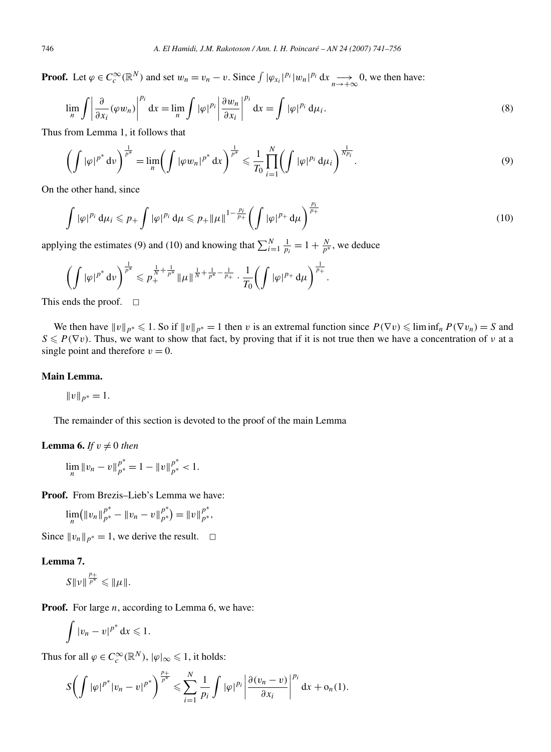**Proof.** Let $\varphi \in C_c^\infty(\mathbb{R}^N)$ and set $w_n = v_n - v$. Since $\int |\varphi_{x_i}|^{p_i} |w_n|^{p_i}\,\mathrm{d}x \underset{n\to+\infty}{\longrightarrow} 0$, we then have:

$$\lim_n \int \left|\frac{\partial}{\partial x_i}(\varphi w_n)\right|^{p_i} \mathrm{d}x = \lim_n \int |\varphi|^{p_i} \left|\frac{\partial w_n}{\partial x_i}\right|^{p_i} \mathrm{d}x = \int |\varphi|^{p_i}\,\mathrm{d}\mu_i. \tag{8}$$

Thus from Lemma 1, it follows that

$$\left(\int |\varphi|^{p^*}\,\mathrm{d}\nu\right)^{\frac{1}{p^*}} = \lim_n \left(\int |\varphi w_n|^{p^*}\,\mathrm{d}x\right)^{\frac{1}{p^*}} \leqslant \frac{1}{T_0}\prod_{i=1}^N \left(\int |\varphi|^{p_i}\,\mathrm{d}\mu_i\right)^{\frac{1}{Np_i}}. \tag{9}$$

On the other hand, since

$$\int |\varphi|^{p_i}\,\mathrm{d}\mu_i \leqslant p_+ \int |\varphi|^{p_i}\,\mathrm{d}\mu \leqslant p_+ \|\mu\|^{1-\frac{p_i}{p_+}} \left(\int |\varphi|^{p_+}\,\mathrm{d}\mu\right)^{\frac{p_i}{p_+}} \tag{10}$$

applying the estimates (9) and (10) and knowing that $\sum_{i=1}^N \frac{1}{p_i} = 1 + \frac{N}{p^*}$, we deduce

$$\left(\int |\varphi|^{p^*}\,\mathrm{d}\nu\right)^{\frac{1}{p^*}} \leqslant p_+^{\frac{1}{N}+\frac{1}{p^*}} \|\mu\|^{\frac{1}{N}+\frac{1}{p^*}-\frac{1}{p_+}} \cdot \frac{1}{T_0}\left(\int |\varphi|^{p_+}\,\mathrm{d}\mu\right)^{\frac{1}{p_+}}.$$

This ends the proof. $\square$

We then have $\|v\|_{p^*} \leqslant 1$. So if $\|v\|_{p^*} = 1$ then $v$ is an extremal function since $P(\nabla v) \leqslant \liminf_n P(\nabla v_n) = S$ and $S \leqslant P(\nabla v)$. Thus, we want to show that fact, by proving that if it is not true then we have a concentration of $\nu$ at a single point and therefore $v = 0$.

**Main Lemma.**

$\|v\|_{p^*} = 1.$

The remainder of this section is devoted to the proof of the main Lemma

**Lemma 6.** *If $v \neq 0$ then*

$$\lim_n \|v_n - v\|_{p^*}^{p^*} = 1 - \|v\|_{p^*}^{p^*} < 1.$$

**Proof.** From Brezis–Lieb's Lemma we have:

$$\lim_n \left(\|v_n\|_{p^*}^{p^*} - \|v_n - v\|_{p^*}^{p^*}\right) = \|v\|_{p^*}^{p^*},$$

Since $\|v_n\|_{p^*} = 1$, we derive the result. $\square$

**Lemma 7.**

$$S\|v\|^{\frac{p_+}{p^*}} \leqslant \|\mu\|.$$

**Proof.** For large $n$, according to Lemma 6, we have:

$$\int |v_n - v|^{p^*}\,\mathrm{d}x \leqslant 1.$$

Thus for all $\varphi \in C_c^\infty(\mathbb{R}^N)$, $|\varphi|_\infty \leqslant 1$, it holds:

$$S\left(\int |\varphi|^{p^*}|v_n - v|^{p^*}\right)^{\frac{p_+}{p^*}} \leqslant \sum_{i=1}^N \frac{1}{p_i}\int |\varphi|^{p_i}\left|\frac{\partial(v_n - v)}{\partial x_i}\right|^{p_i} \mathrm{d}x + \mathrm{o}_n(1).$$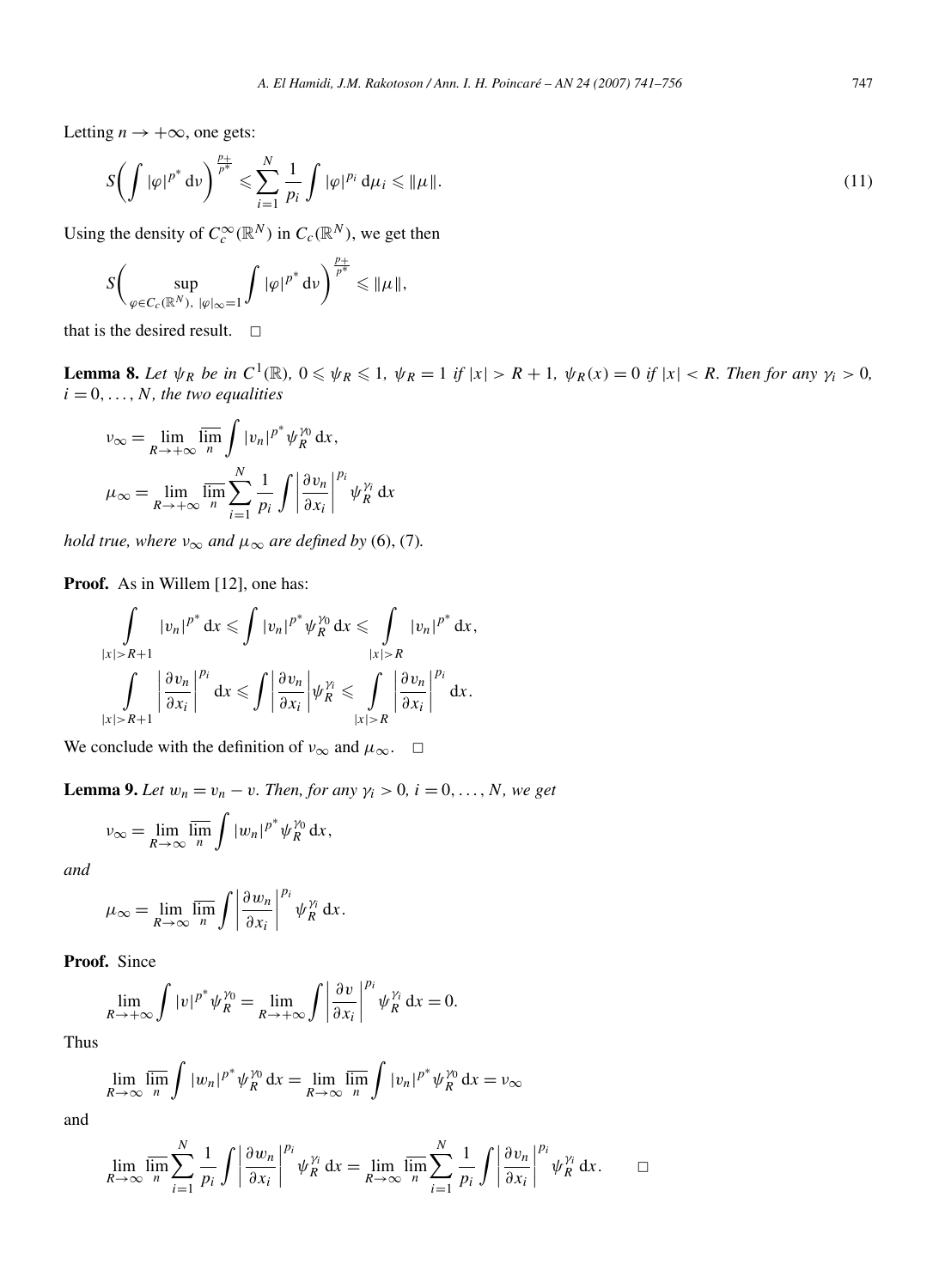Letting $n \to +\infty$, one gets:

$$S\left(\int |\varphi|^{p^*}\,\mathrm{d}\nu\right)^{\frac{p_+}{p^*}} \leqslant \sum_{i=1}^{N} \frac{1}{p_i} \int |\varphi|^{p_i}\,\mathrm{d}\mu_i \leqslant \|\mu\|. \tag{11}$$

Using the density of $C_c^\infty(\mathbb{R}^N)$ in $C_c(\mathbb{R}^N)$, we get then

$$S\left(\sup_{\varphi \in C_c(\mathbb{R}^N),\ |\varphi|_\infty = 1} \int |\varphi|^{p^*}\,\mathrm{d}\nu\right)^{\frac{p_+}{p^*}} \leqslant \|\mu\|,$$

that is the desired result. $\square$

**Lemma 8.** *Let $\psi_R$ be in $C^1(\mathbb{R})$, $0 \leqslant \psi_R \leqslant 1$, $\psi_R = 1$ if $|x| > R+1$, $\psi_R(x) = 0$ if $|x| < R$. Then for any $\gamma_i > 0$, $i = 0, \dots, N$, the two equalities*

$$\nu_\infty = \lim_{R \to +\infty} \overline{\lim_n} \int |v_n|^{p^*} \psi_R^{\gamma_0}\,\mathrm{d}x,$$

$$\mu_\infty = \lim_{R \to +\infty} \overline{\lim_n} \sum_{i=1}^{N} \frac{1}{p_i} \int \left|\frac{\partial v_n}{\partial x_i}\right|^{p_i} \psi_R^{\gamma_i}\,\mathrm{d}x$$

*hold true, where $\nu_\infty$ and $\mu_\infty$ are defined by* (6), (7).

**Proof.** As in Willem [12], one has:

$$\int_{|x|>R+1} |v_n|^{p^*}\,\mathrm{d}x \leqslant \int |v_n|^{p^*} \psi_R^{\gamma_0}\,\mathrm{d}x \leqslant \int_{|x|>R} |v_n|^{p^*}\,\mathrm{d}x,$$

$$\int_{|x|>R+1} \left|\frac{\partial v_n}{\partial x_i}\right|^{p_i}\,\mathrm{d}x \leqslant \int \left|\frac{\partial v_n}{\partial x_i}\right| \psi_R^{\gamma_i} \leqslant \int_{|x|>R} \left|\frac{\partial v_n}{\partial x_i}\right|^{p_i}\,\mathrm{d}x.$$

We conclude with the definition of $\nu_\infty$ and $\mu_\infty$. $\square$

**Lemma 9.** *Let $w_n = v_n - v$. Then, for any $\gamma_i > 0$, $i = 0, \dots, N$, we get*

$$\nu_\infty = \lim_{R \to \infty} \overline{\lim_n} \int |w_n|^{p^*} \psi_R^{\gamma_0}\,\mathrm{d}x,$$

*and*

$$\mu_\infty = \lim_{R \to \infty} \overline{\lim_n} \int \left|\frac{\partial w_n}{\partial x_i}\right|^{p_i} \psi_R^{\gamma_i}\,\mathrm{d}x.$$

**Proof.** Since

$$\lim_{R \to +\infty} \int |v|^{p^*} \psi_R^{\gamma_0} = \lim_{R \to +\infty} \int \left|\frac{\partial v}{\partial x_i}\right|^{p_i} \psi_R^{\gamma_i}\,\mathrm{d}x = 0.$$

Thus

$$\lim_{R \to \infty} \overline{\lim_n} \int |w_n|^{p^*} \psi_R^{\gamma_0}\,\mathrm{d}x = \lim_{R \to \infty} \overline{\lim_n} \int |v_n|^{p^*} \psi_R^{\gamma_0}\,\mathrm{d}x = \nu_\infty$$

and

$$\lim_{R \to \infty} \overline{\lim_n} \sum_{i=1}^{N} \frac{1}{p_i} \int \left|\frac{\partial w_n}{\partial x_i}\right|^{p_i} \psi_R^{\gamma_i}\,\mathrm{d}x = \lim_{R \to \infty} \overline{\lim_n} \sum_{i=1}^{N} \frac{1}{p_i} \int \left|\frac{\partial v_n}{\partial x_i}\right|^{p_i} \psi_R^{\gamma_i}\,\mathrm{d}x. \qquad \square$$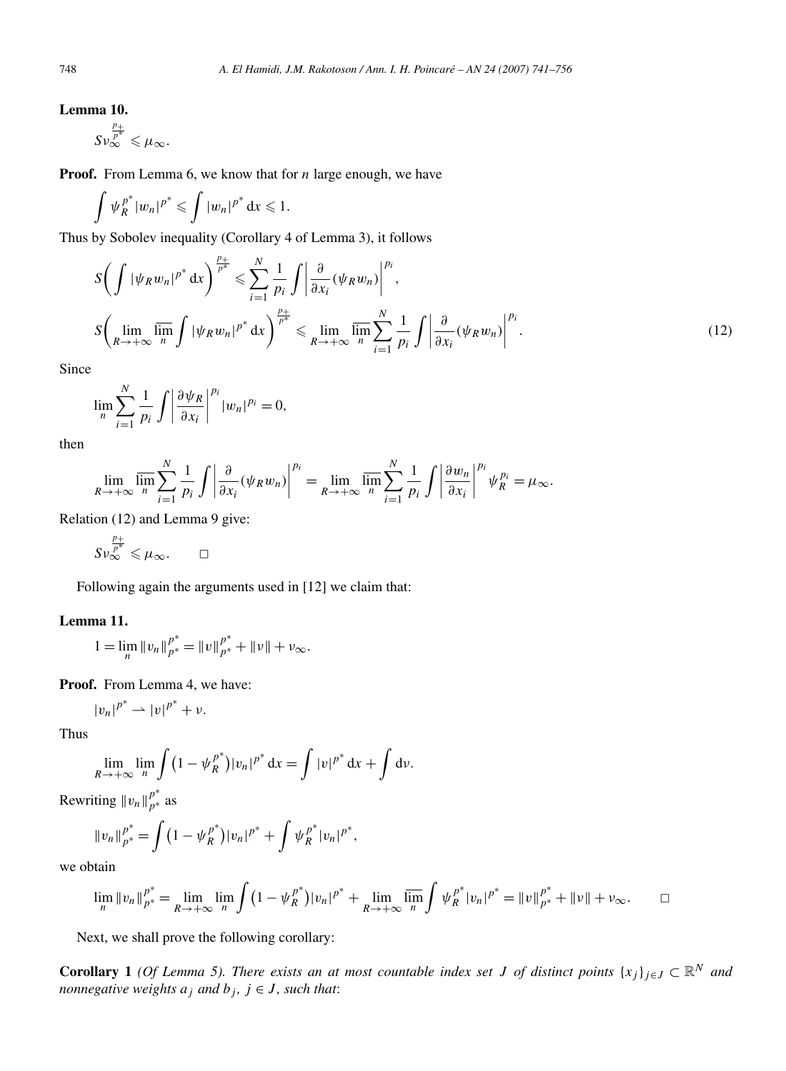**Lemma 10.**

$$S\nu_\infty^{\frac{p_+}{p^*}} \leqslant \mu_\infty.$$

**Proof.** From Lemma 6, we know that for $n$ large enough, we have

$$\int \psi_R^{p^*} |w_n|^{p^*} \leqslant \int |w_n|^{p^*} \,\mathrm{d}x \leqslant 1.$$

Thus by Sobolev inequality (Corollary 4 of Lemma 3), it follows

$$
\begin{aligned}
&S\left(\int |\psi_R w_n|^{p^*} \,\mathrm{d}x\right)^{\frac{p_+}{p^*}} \leqslant \sum_{i=1}^{N} \frac{1}{p_i} \int \left|\frac{\partial}{\partial x_i}(\psi_R w_n)\right|^{p_i}, \\
&S\left(\lim_{R\to+\infty} \overline{\lim_n} \int |\psi_R w_n|^{p^*} \,\mathrm{d}x\right)^{\frac{p_+}{p^*}} \leqslant \lim_{R\to+\infty} \overline{\lim_n} \sum_{i=1}^{N} \frac{1}{p_i} \int \left|\frac{\partial}{\partial x_i}(\psi_R w_n)\right|^{p_i}.
\end{aligned}
\tag{12}
$$

Since

$$\lim_n \sum_{i=1}^{N} \frac{1}{p_i} \int \left|\frac{\partial \psi_R}{\partial x_i}\right|^{p_i} |w_n|^{p_i} = 0,$$

then

$$\lim_{R\to+\infty} \overline{\lim_n} \sum_{i=1}^{N} \frac{1}{p_i} \int \left|\frac{\partial}{\partial x_i}(\psi_R w_n)\right|^{p_i} = \lim_{R\to+\infty} \overline{\lim_n} \sum_{i=1}^{N} \frac{1}{p_i} \int \left|\frac{\partial w_n}{\partial x_i}\right|^{p_i} \psi_R^{p_i} = \mu_\infty.$$

Relation (12) and Lemma 9 give:

$$S\nu_\infty^{\frac{p_+}{p^*}} \leqslant \mu_\infty. \qquad \square$$

Following again the arguments used in [12] we claim that:

**Lemma 11.**

$$1 = \lim_n \|v_n\|_{p^*}^{p^*} = \|v\|_{p^*}^{p^*} + \|\nu\| + \nu_\infty.$$

**Proof.** From Lemma 4, we have:

$$|v_n|^{p^*} \rightharpoonup |v|^{p^*} + \nu.$$

Thus

$$\lim_{R\to+\infty} \lim_n \int \left(1 - \psi_R^{p^*}\right) |v_n|^{p^*} \,\mathrm{d}x = \int |v|^{p^*} \,\mathrm{d}x + \int \mathrm{d}\nu.$$

Rewriting $\|v_n\|_{p^*}^{p^*}$ as

$$\|v_n\|_{p^*}^{p^*} = \int \left(1 - \psi_R^{p^*}\right)|v_n|^{p^*} + \int \psi_R^{p^*} |v_n|^{p^*},$$

we obtain

$$\lim_n \|v_n\|_{p^*}^{p^*} = \lim_{R\to+\infty} \lim_n \int \left(1 - \psi_R^{p^*}\right)|v_n|^{p^*} + \lim_{R\to+\infty} \overline{\lim_n} \int \psi_R^{p^*} |v_n|^{p^*} = \|v\|_{p^*}^{p^*} + \|\nu\| + \nu_\infty. \qquad \square$$

Next, we shall prove the following corollary:

**Corollary 1** *(Of Lemma 5). There exists an at most countable index set $J$ of distinct points $\{x_j\}_{j\in J} \subset \mathbb{R}^N$ and nonnegative weights $a_j$ and $b_j$, $j \in J$, such that*: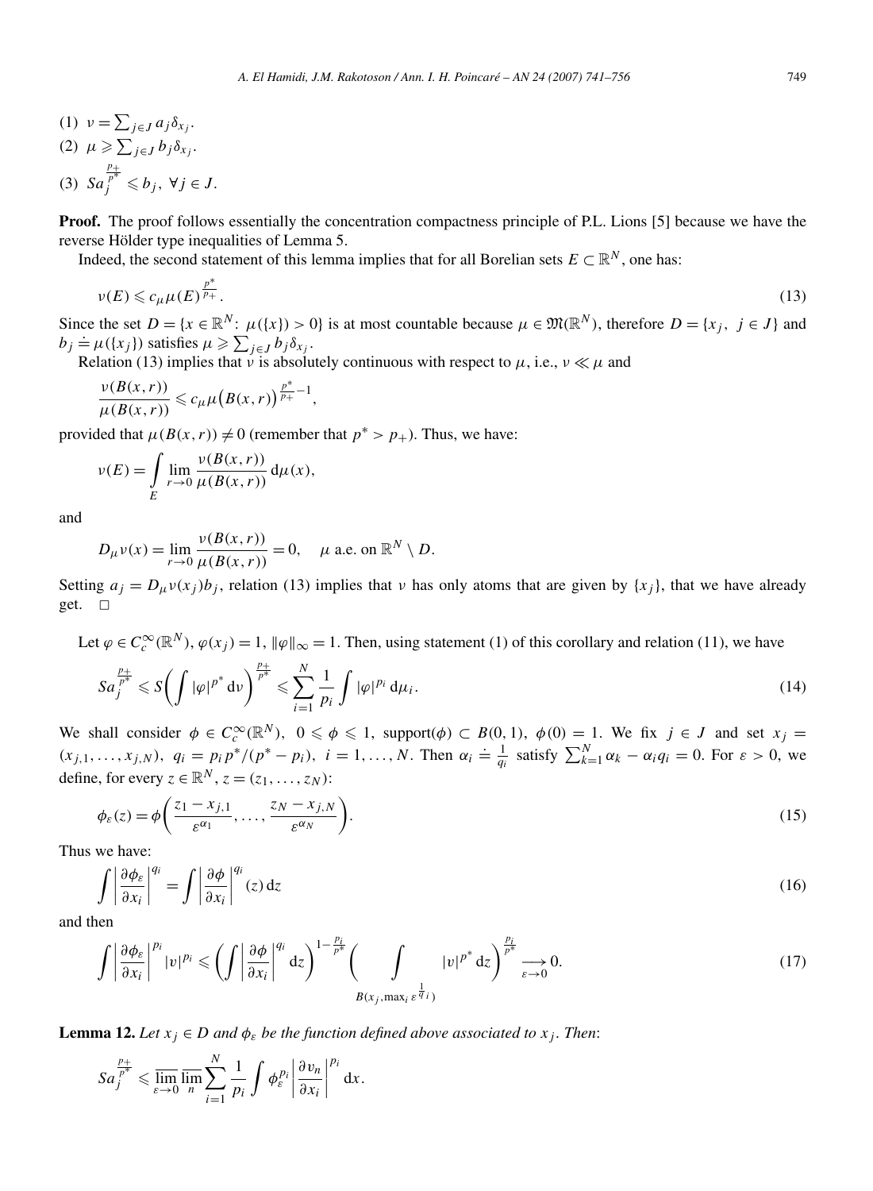(1) $\nu = \sum_{j\in J} a_j \delta_{x_j}$.

(2) $\mu \geqslant \sum_{j\in J} b_j \delta_{x_j}$.

(3) $Sa_j^{\frac{p_+}{p^*}} \leqslant b_j,\ \forall j \in J$.

**Proof.** The proof follows essentially the concentration compactness principle of P.L. Lions [5] because we have the reverse Hölder type inequalities of Lemma 5.

Indeed, the second statement of this lemma implies that for all Borelian sets $E \subset \mathbb{R}^N$, one has:

$$\nu(E) \leqslant c_\mu \mu(E)^{\frac{p^*}{p_+}}. \tag{13}$$

Since the set $D = \{x \in \mathbb{R}^N\colon\ \mu(\{x\}) > 0\}$ is at most countable because $\mu \in \mathfrak{M}(\mathbb{R}^N)$, therefore $D = \{x_j,\ j \in J\}$ and $b_j \doteq \mu(\{x_j\})$ satisfies $\mu \geqslant \sum_{j\in J} b_j \delta_{x_j}$.

Relation (13) implies that $\nu$ is absolutely continuous with respect to $\mu$, i.e., $\nu \ll \mu$ and

$$\frac{\nu(B(x,r))}{\mu(B(x,r))} \leqslant c_\mu \mu\big(B(x,r)\big)^{\frac{p^*}{p_+}-1},$$

provided that $\mu(B(x,r)) \neq 0$ (remember that $p^* > p_+$). Thus, we have:

$$\nu(E) = \int\limits_E \lim_{r\to 0} \frac{\nu(B(x,r))}{\mu(B(x,r))}\, \mathrm{d}\mu(x),$$

and

$$D_\mu \nu(x) = \lim_{r\to 0} \frac{\nu(B(x,r))}{\mu(B(x,r))} = 0, \quad \mu \text{ a.e. on } \mathbb{R}^N \setminus D.$$

Setting $a_j = D_\mu \nu(x_j) b_j$, relation (13) implies that $\nu$ has only atoms that are given by $\{x_j\}$, that we have already get. $\square$

Let $\varphi \in C_c^\infty(\mathbb{R}^N)$, $\varphi(x_j) = 1$, $\|\varphi\|_\infty = 1$. Then, using statement (1) of this corollary and relation (11), we have

$$Sa_j^{\frac{p_+}{p^*}} \leqslant S\bigg(\int |\varphi|^{p^*}\,\mathrm{d}\nu\bigg)^{\frac{p_+}{p^*}} \leqslant \sum_{i=1}^N \frac{1}{p_i} \int |\varphi|^{p_i}\,\mathrm{d}\mu_i. \tag{14}$$

We shall consider $\phi \in C_c^\infty(\mathbb{R}^N)$, $0 \leqslant \phi \leqslant 1$, support$(\phi) \subset B(0,1)$, $\phi(0) = 1$. We fix $j \in J$ and set $x_j = (x_{j,1}, \ldots, x_{j,N})$, $q_i = p_i p^*/(p^* - p_i)$, $i = 1, \ldots, N$. Then $\alpha_i \doteq \frac{1}{q_i}$ satisfy $\sum_{k=1}^N \alpha_k - \alpha_i q_i = 0$. For $\varepsilon > 0$, we define, for every $z \in \mathbb{R}^N$, $z = (z_1, \ldots, z_N)$:

$$\phi_\varepsilon(z) = \phi\bigg(\frac{z_1 - x_{j,1}}{\varepsilon^{\alpha_1}}, \ldots, \frac{z_N - x_{j,N}}{\varepsilon^{\alpha_N}}\bigg). \tag{15}$$

Thus we have:

$$\int \bigg|\frac{\partial \phi_\varepsilon}{\partial x_i}\bigg|^{q_i} = \int \bigg|\frac{\partial \phi}{\partial x_i}\bigg|^{q_i}(z)\,\mathrm{d}z \tag{16}$$

and then

$$\int \bigg|\frac{\partial \phi_\varepsilon}{\partial x_i}\bigg|^{p_i} |v|^{p_i} \leqslant \bigg(\int \bigg|\frac{\partial \phi}{\partial x_i}\bigg|^{q_i}\,\mathrm{d}z\bigg)^{1-\frac{p_i}{p^*}} \bigg(\int\limits_{B(x_j, \max_i \varepsilon^{\frac{1}{q_i}})} |v|^{p^*}\,\mathrm{d}z\bigg)^{\frac{p_i}{p^*}} \underset{\varepsilon\to 0}{\longrightarrow} 0. \tag{17}$$

**Lemma 12.** *Let $x_j \in D$ and $\phi_\varepsilon$ be the function defined above associated to $x_j$. Then*:

$$Sa_j^{\frac{p_+}{p^*}} \leqslant \varlimsup_{\varepsilon\to 0} \varlimsup_{n} \sum_{i=1}^N \frac{1}{p_i} \int \phi_\varepsilon^{p_i} \bigg|\frac{\partial v_n}{\partial x_i}\bigg|^{p_i}\,\mathrm{d}x.$$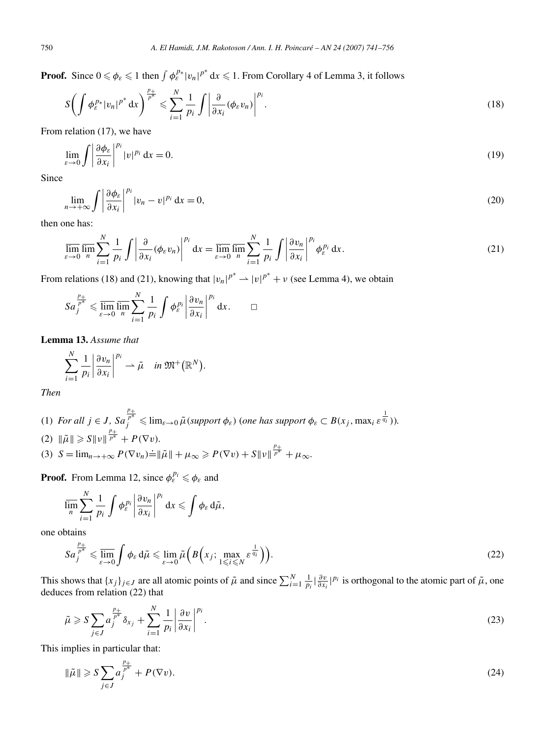**Proof.** Since $0 \leqslant \phi_\varepsilon \leqslant 1$ then $\int \phi_\varepsilon^{p_*} |v_n|^{p^*}\,\mathrm{d}x \leqslant 1$. From Corollary 4 of Lemma 3, it follows

$$S\biggl(\int \phi_\varepsilon^{p_*} |v_n|^{p^*}\,\mathrm{d}x\biggr)^{\frac{p_+}{p^*}} \leqslant \sum_{i=1}^{N} \frac{1}{p_i} \int \biggl|\frac{\partial}{\partial x_i}(\phi_\varepsilon v_n)\biggr|^{p_i}. \tag{18}$$

From relation (17), we have

$$\lim_{\varepsilon \to 0} \int \biggl|\frac{\partial \phi_\varepsilon}{\partial x_i}\biggr|^{p_i} |v|^{p_i}\,\mathrm{d}x = 0. \tag{19}$$

Since

$$\lim_{n \to +\infty} \int \biggl|\frac{\partial \phi_\varepsilon}{\partial x_i}\biggr|^{p_i} |v_n - v|^{p_i}\,\mathrm{d}x = 0, \tag{20}$$

then one has:

$$\varlimsup_{\varepsilon \to 0} \varlimsup_{n} \sum_{i=1}^{N} \frac{1}{p_i} \int \biggl|\frac{\partial}{\partial x_i}(\phi_\varepsilon v_n)\biggr|^{p_i}\,\mathrm{d}x = \varlimsup_{\varepsilon \to 0} \varlimsup_{n} \sum_{i=1}^{N} \frac{1}{p_i} \int \biggl|\frac{\partial v_n}{\partial x_i}\biggr|^{p_i} \phi_\varepsilon^{p_i}\,\mathrm{d}x. \tag{21}$$

From relations (18) and (21), knowing that $|v_n|^{p^*} \rightharpoonup |v|^{p^*} + \nu$ (see Lemma 4), we obtain

$$S a_j^{\frac{p_+}{p^*}} \leqslant \varlimsup_{\varepsilon \to 0} \varlimsup_{n} \sum_{i=1}^{N} \frac{1}{p_i} \int \phi_\varepsilon^{p_i} \biggl|\frac{\partial v_n}{\partial x_i}\biggr|^{p_i}\,\mathrm{d}x. \qquad \square$$

**Lemma 13.** *Assume that*

$$\sum_{i=1}^{N} \frac{1}{p_i} \biggl|\frac{\partial v_n}{\partial x_i}\biggr|^{p_i} \rightharpoonup \tilde{\mu} \quad \text{in } \mathfrak{M}^+\bigl(\mathbb{R}^N\bigr).$$

*Then*

(1) *For all $j \in J$, $S a_j^{\frac{p_+}{p^*}} \leqslant \lim_{\varepsilon \to 0} \tilde{\mu}(\text{support } \phi_\varepsilon)$ (one has support $\phi_\varepsilon \subset B(x_j, \max_i \varepsilon^{\frac{1}{q_i}})$).*

(2) $\|\tilde{\mu}\| \geqslant S\|\nu\|^{\frac{p_+}{p^*}} + P(\nabla v)$.

(3) $S = \lim_{n \to +\infty} P(\nabla v_n) \doteq \|\tilde{\mu}\| + \mu_\infty \geqslant P(\nabla v) + S\|\nu\|^{\frac{p_+}{p^*}} + \mu_\infty$.

**Proof.** From Lemma 12, since $\phi_\varepsilon^{p_i} \leqslant \phi_\varepsilon$ and

$$\varlimsup_{n} \sum_{i=1}^{N} \frac{1}{p_i} \int \phi_\varepsilon^{p_i} \biggl|\frac{\partial v_n}{\partial x_i}\biggr|^{p_i}\,\mathrm{d}x \leqslant \int \phi_\varepsilon\,\mathrm{d}\tilde{\mu},$$

one obtains

$$S a_j^{\frac{p_+}{p^*}} \leqslant \varlimsup_{\varepsilon \to 0} \int \phi_\varepsilon\,\mathrm{d}\tilde{\mu} \leqslant \lim_{\varepsilon \to 0} \tilde{\mu}\Bigl(B\Bigl(x_j; \max_{1 \leqslant i \leqslant N} \varepsilon^{\frac{1}{q_i}}\Bigr)\Bigr). \tag{22}$$

This shows that $\{x_j\}_{j \in J}$ are all atomic points of $\tilde{\mu}$ and since $\sum_{i=1}^{N} \frac{1}{p_i} |\frac{\partial v}{\partial x_i}|^{p_i}$ is orthogonal to the atomic part of $\tilde{\mu}$, one deduces from relation (22) that

$$\tilde{\mu} \geqslant S \sum_{j \in J} a_j^{\frac{p_+}{p^*}} \delta_{x_j} + \sum_{i=1}^{N} \frac{1}{p_i} \biggl|\frac{\partial v}{\partial x_i}\biggr|^{p_i}. \tag{23}$$

This implies in particular that:

$$\|\tilde{\mu}\| \geqslant S \sum_{j \in J} a_j^{\frac{p_+}{p^*}} + P(\nabla v). \tag{24}$$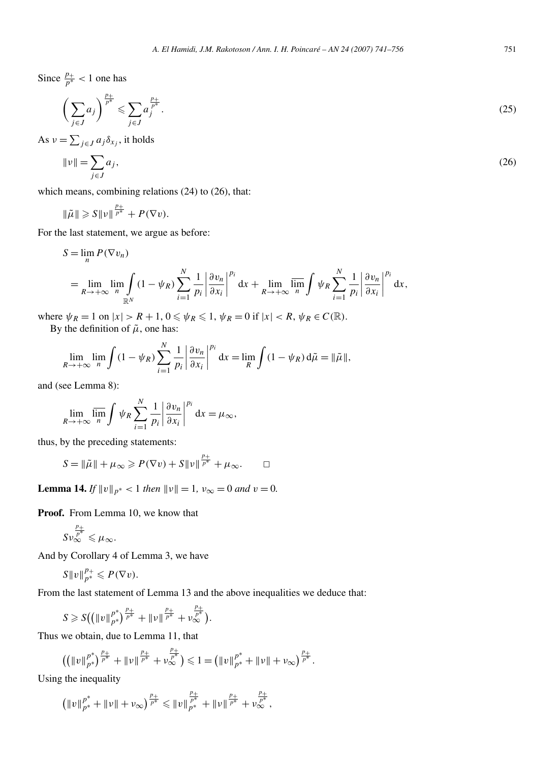Since $\frac{p_+}{p^*} < 1$ one has

$$\Bigl(\sum_{j\in J} a_j\Bigr)^{\frac{p_+}{p^*}} \leqslant \sum_{j\in J} a_j^{\frac{p_+}{p^*}}. \tag{25}$$

As $\nu = \sum_{j\in J} a_j \delta_{x_j}$, it holds

$$\|\nu\| = \sum_{j\in J} a_j, \tag{26}$$

which means, combining relations (24) to (26), that:

$$\|\tilde{\mu}\| \geqslant S\|\nu\|^{\frac{p_+}{p^*}} + P(\nabla v).$$

For the last statement, we argue as before:

$$\begin{aligned}
S &= \lim_n P(\nabla v_n) \\
&= \lim_{R\to+\infty} \lim_n \int_{\mathbb{R}^N} (1-\psi_R) \sum_{i=1}^N \frac{1}{p_i} \left|\frac{\partial v_n}{\partial x_i}\right|^{p_i} \mathrm{d}x + \lim_{R\to+\infty} \overline{\lim_n} \int \psi_R \sum_{i=1}^N \frac{1}{p_i} \left|\frac{\partial v_n}{\partial x_i}\right|^{p_i} \mathrm{d}x,
\end{aligned}$$

where $\psi_R = 1$ on $|x| > R+1$, $0 \leqslant \psi_R \leqslant 1$, $\psi_R = 0$ if $|x| < R$, $\psi_R \in C(\mathbb{R})$.

By the definition of $\tilde{\mu}$, one has:

$$\lim_{R\to+\infty} \lim_n \int (1-\psi_R) \sum_{i=1}^N \frac{1}{p_i} \left|\frac{\partial v_n}{\partial x_i}\right|^{p_i} \mathrm{d}x = \lim_R \int (1-\psi_R)\, \mathrm{d}\tilde{\mu} = \|\tilde{\mu}\|,$$

and (see Lemma 8):

$$\lim_{R\to+\infty} \overline{\lim_n} \int \psi_R \sum_{i=1}^N \frac{1}{p_i} \left|\frac{\partial v_n}{\partial x_i}\right|^{p_i} \mathrm{d}x = \mu_\infty,$$

thus, by the preceding statements:

$$S = \|\tilde{\mu}\| + \mu_\infty \geqslant P(\nabla v) + S\|\nu\|^{\frac{p_+}{p^*}} + \mu_\infty. \qquad \square$$

**Lemma 14.** *If $\|v\|_{p^*} < 1$ then $\|\nu\| = 1$, $\nu_\infty = 0$ and $v = 0$.*

**Proof.** From Lemma 10, we know that

$$S\nu_\infty^{\frac{p_+}{p^*}} \leqslant \mu_\infty.$$

And by Corollary 4 of Lemma 3, we have

$$S\|v\|_{p^*}^{p_+} \leqslant P(\nabla v).$$

From the last statement of Lemma 13 and the above inequalities we deduce that:

$$S \geqslant S\Bigl(\bigl(\|v\|_{p^*}^{p^*}\bigr)^{\frac{p_+}{p^*}} + \|\nu\|^{\frac{p_+}{p^*}} + \nu_\infty^{\frac{p_+}{p^*}}\Bigr).$$

Thus we obtain, due to Lemma 11, that

$$\Bigl(\bigl(\|v\|_{p^*}^{p^*}\bigr)^{\frac{p_+}{p^*}} + \|\nu\|^{\frac{p_+}{p^*}} + \nu_\infty^{\frac{p_+}{p^*}}\Bigr) \leqslant 1 = \bigl(\|v\|_{p^*}^{p^*} + \|\nu\| + \nu_\infty\bigr)^{\frac{p_+}{p^*}}.$$

Using the inequality

$$\bigl(\|v\|_{p^*}^{p^*} + \|\nu\| + \nu_\infty\bigr)^{\frac{p_+}{p^*}} \leqslant \|v\|_{p^*}^{\frac{p_+}{p^*}} + \|\nu\|^{\frac{p_+}{p^*}} + \nu_\infty^{\frac{p_+}{p^*}},$$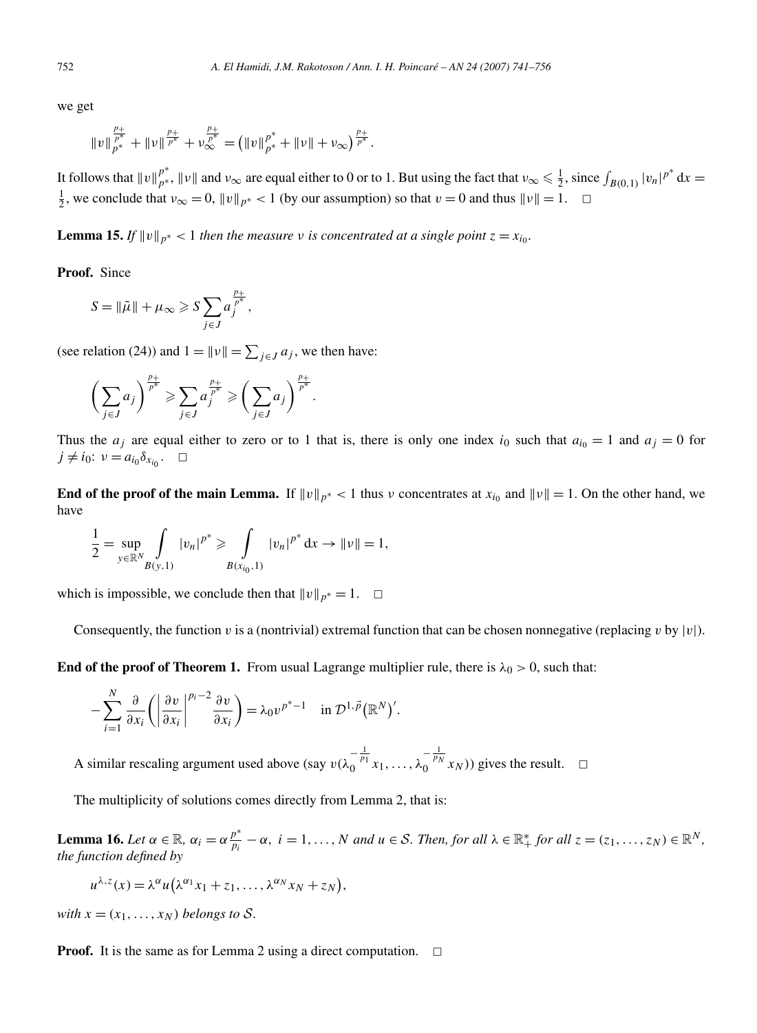we get

$$\|v\|_{p^*}^{\frac{p_+}{p^*}} + \|v\|^{\frac{p_+}{p^*}} + \nu_\infty^{\frac{p_+}{p^*}} = \left(\|v\|_{p^*}^{p^*} + \|\nu\| + \nu_\infty\right)^{\frac{p_+}{p^*}}.$$

It follows that $\|v\|_{p^*}^{p^*}$, $\|\nu\|$ and $\nu_\infty$ are equal either to 0 or to 1. But using the fact that $\nu_\infty \leqslant \frac{1}{2}$, since $\int_{B(0,1)} |v_n|^{p^*}\,\mathrm{d}x = \frac{1}{2}$, we conclude that $\nu_\infty = 0$, $\|v\|_{p^*} < 1$ (by our assumption) so that $v = 0$ and thus $\|\nu\| = 1$. $\square$

**Lemma 15.** *If $\|v\|_{p^*} < 1$ then the measure $\nu$ is concentrated at a single point $z = x_{i_0}$.*

**Proof.** Since

$$S = \|\tilde{\mu}\| + \mu_\infty \geqslant S \sum_{j\in J} a_j^{\frac{p_+}{p^*}},$$

(see relation (24)) and $1 = \|\nu\| = \sum_{j\in J} a_j$, we then have:

$$\left(\sum_{j\in J} a_j\right)^{\frac{p_+}{p^*}} \geqslant \sum_{j\in J} a_j^{\frac{p_+}{p^*}} \geqslant \left(\sum_{j\in J} a_j\right)^{\frac{p_+}{p^*}}.$$

Thus the $a_j$ are equal either to zero or to 1 that is, there is only one index $i_0$ such that $a_{i_0} = 1$ and $a_j = 0$ for $j \neq i_0$: $\nu = a_{i_0}\delta_{x_{i_0}}$. $\square$

**End of the proof of the main Lemma.** If $\|v\|_{p^*} < 1$ thus $\nu$ concentrates at $x_{i_0}$ and $\|\nu\| = 1$. On the other hand, we have

$$\frac{1}{2} = \sup_{y\in\mathbb{R}^N} \int_{B(y,1)} |v_n|^{p^*} \geqslant \int_{B(x_{i_0},1)} |v_n|^{p^*}\,\mathrm{d}x \to \|\nu\| = 1,$$

which is impossible, we conclude then that $\|v\|_{p^*} = 1$. $\square$

Consequently, the function $v$ is a (nontrivial) extremal function that can be chosen nonnegative (replacing $v$ by $|v|$).

**End of the proof of Theorem 1.** From usual Lagrange multiplier rule, there is $\lambda_0 > 0$, such that:

$$-\sum_{i=1}^N \frac{\partial}{\partial x_i}\left(\left|\frac{\partial v}{\partial x_i}\right|^{p_i-2}\frac{\partial v}{\partial x_i}\right) = \lambda_0 v^{p^*-1} \quad \text{in } \mathcal{D}^{1,\vec{p}}\left(\mathbb{R}^N\right)'.$$

A similar rescaling argument used above (say $v(\lambda_0^{-\frac{1}{p_1}}x_1, \ldots, \lambda_0^{-\frac{1}{p_N}}x_N)$) gives the result. $\square$

The multiplicity of solutions comes directly from Lemma 2, that is:

**Lemma 16.** *Let $\alpha \in \mathbb{R}$, $\alpha_i = \alpha\frac{p^*}{p_i} - \alpha$, $i = 1, \ldots, N$ and $u \in \mathcal{S}$. Then, for all $\lambda \in \mathbb{R}_+^*$ for all $z = (z_1, \ldots, z_N) \in \mathbb{R}^N$, the function defined by*

$$u^{\lambda,z}(x) = \lambda^\alpha u\left(\lambda^{\alpha_1}x_1 + z_1, \ldots, \lambda^{\alpha_N}x_N + z_N\right),$$

*with $x = (x_1, \ldots, x_N)$ belongs to $\mathcal{S}$.*

**Proof.** It is the same as for Lemma 2 using a direct computation. $\square$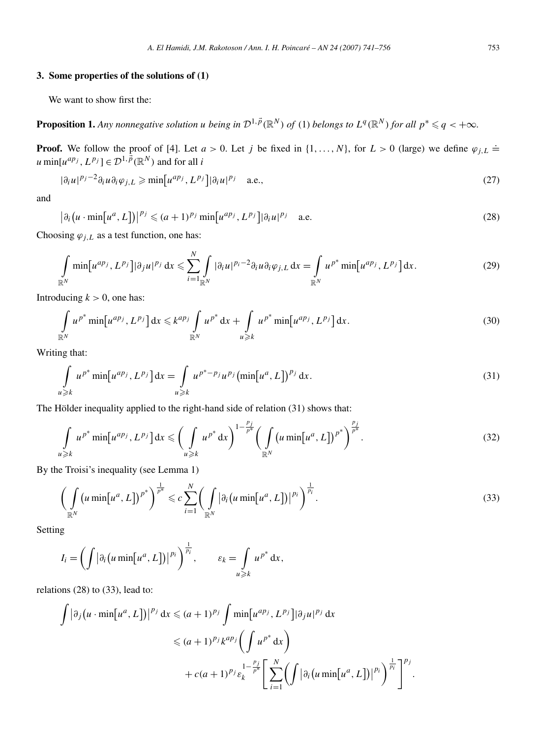## 3. Some properties of the solutions of (1)

We want to show first the:

**Proposition 1.** *Any nonnegative solution $u$ being in $\mathcal{D}^{1,\vec{p}}(\mathbb{R}^N)$ of* (1) *belongs to $L^q(\mathbb{R}^N)$ for all $p^* \leqslant q < +\infty$.*

**Proof.** We follow the proof of [4]. Let $a > 0$. Let $j$ be fixed in $\{1, \dots, N\}$, for $L > 0$ (large) we define $\varphi_{j,L} \doteq u \min[u^{ap_j}, L^{p_j}] \in \mathcal{D}^{1,\vec{p}}(\mathbb{R}^N)$ and for all $i$

$$|\partial_i u|^{p_j - 2}\partial_i u \partial_i \varphi_{j,L} \geqslant \min\bigl[u^{ap_j}, L^{p_j}\bigr]|\partial_i u|^{p_j} \quad \text{a.e.,} \tag{27}$$

and

$$\bigl|\partial_i\bigl(u \cdot \min\bigl[u^a, L\bigr]\bigr)\bigr|^{p_j} \leqslant (a+1)^{p_j} \min\bigl[u^{ap_j}, L^{p_j}\bigr]|\partial_i u|^{p_j} \quad \text{a.e.} \tag{28}$$

Choosing $\varphi_{j,L}$ as a test function, one has:

$$\int_{\mathbb{R}^N} \min\bigl[u^{ap_j}, L^{p_j}\bigr]|\partial_j u|^{p_j}\,\mathrm{d}x \leqslant \sum_{i=1}^{N} \int_{\mathbb{R}^N} |\partial_i u|^{p_i - 2}\partial_i u \partial_i \varphi_{j,L}\,\mathrm{d}x = \int_{\mathbb{R}^N} u^{p^*} \min\bigl[u^{ap_j}, L^{p_j}\bigr]\,\mathrm{d}x. \tag{29}$$

Introducing $k > 0$, one has:

$$\int_{\mathbb{R}^N} u^{p^*} \min\bigl[u^{ap_j}, L^{p_j}\bigr]\,\mathrm{d}x \leqslant k^{ap_j} \int_{\mathbb{R}^N} u^{p^*}\,\mathrm{d}x + \int_{u \geqslant k} u^{p^*} \min\bigl[u^{ap_j}, L^{p_j}\bigr]\,\mathrm{d}x. \tag{30}$$

Writing that:

$$\int_{u \geqslant k} u^{p^*} \min\bigl[u^{ap_j}, L^{p_j}\bigr]\,\mathrm{d}x = \int_{u \geqslant k} u^{p^* - p_j} u^{p_j} \bigl(\min\bigl[u^a, L\bigr]\bigr)^{p_j}\,\mathrm{d}x. \tag{31}$$

The Hölder inequality applied to the right-hand side of relation (31) shows that:

$$\int_{u \geqslant k} u^{p^*} \min\bigl[u^{ap_j}, L^{p_j}\bigr]\,\mathrm{d}x \leqslant \biggl(\int_{u \geqslant k} u^{p^*}\,\mathrm{d}x\biggr)^{1 - \frac{p_j}{p^*}} \biggl(\int_{\mathbb{R}^N} \bigl(u \min\bigl[u^a, L\bigr]\bigr)^{p^*}\biggr)^{\frac{p_j}{p^*}}. \tag{32}$$

By the Troisi's inequality (see Lemma 1)

$$\biggl(\int_{\mathbb{R}^N} \bigl(u \min\bigl[u^a, L\bigr]\bigr)^{p^*}\biggr)^{\frac{1}{p^*}} \leqslant c \sum_{i=1}^{N} \biggl(\int_{\mathbb{R}^N} \bigl|\partial_i\bigl(u \min\bigl[u^a, L\bigr]\bigr)\bigr|^{p_i}\biggr)^{\frac{1}{p_i}}. \tag{33}$$

Setting

$$I_i = \biggl(\int \bigl|\partial_i\bigl(u \min\bigl[u^a, L\bigr]\bigr)\bigr|^{p_i}\biggr)^{\frac{1}{p_i}}, \qquad \varepsilon_k = \int_{u \geqslant k} u^{p^*}\,\mathrm{d}x,$$

relations (28) to (33), lead to:

$$\begin{aligned}
\int \bigl|\partial_j\bigl(u \cdot \min\bigl[u^a, L\bigr]\bigr)\bigr|^{p_j}\,\mathrm{d}x &\leqslant (a+1)^{p_j} \int \min\bigl[u^{ap_j}, L^{p_j}\bigr]|\partial_j u|^{p_j}\,\mathrm{d}x \\
&\leqslant (a+1)^{p_j} k^{ap_j} \biggl(\int u^{p^*}\,\mathrm{d}x\biggr) \\
&\quad + c(a+1)^{p_j} \varepsilon_k^{1 - \frac{p_j}{p^*}} \Biggl[\sum_{i=1}^{N} \biggl(\int \bigl|\partial_i\bigl(u \min\bigl[u^a, L\bigr]\bigr)\bigr|^{p_i}\biggr)^{\frac{1}{p_i}}\Biggr]^{p_j}.
\end{aligned}$$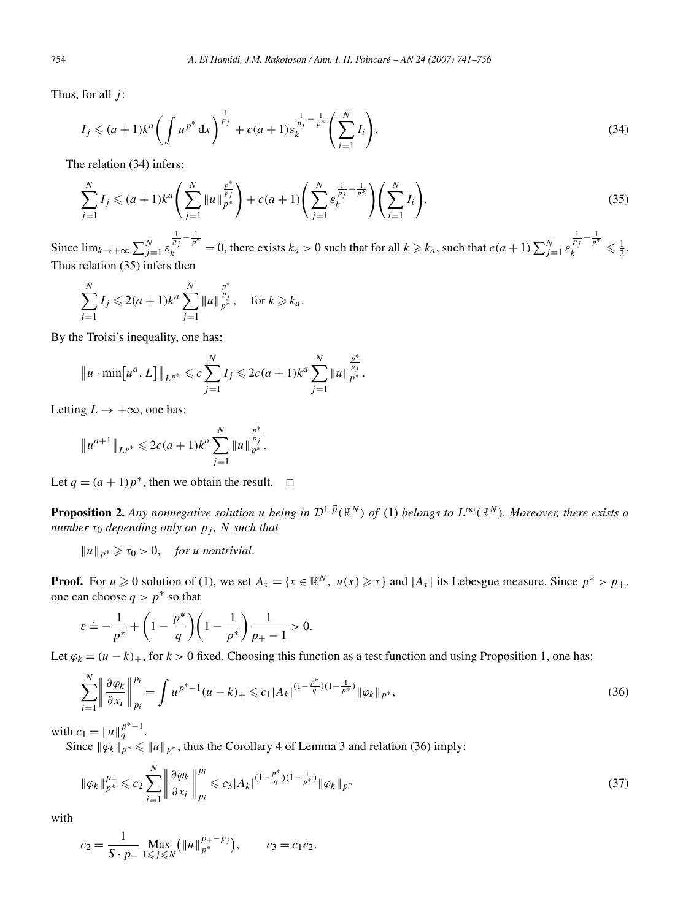Thus, for all $j$:

$$I_j \leqslant (a+1)k^a \left( \int u^{p^*}\,\mathrm{d}x \right)^{\frac{1}{p_j}} + c(a+1)\varepsilon_k^{\frac{1}{p_j}-\frac{1}{p^*}} \left( \sum_{i=1}^N I_i \right). \tag{34}$$

The relation (34) infers:

$$\sum_{j=1}^N I_j \leqslant (a+1)k^a \left( \sum_{j=1}^N \|u\|_{p^*}^{\frac{p^*}{p_j}} \right) + c(a+1) \left( \sum_{j=1}^N \varepsilon_k^{\frac{1}{p_j}-\frac{1}{p^*}} \right) \left( \sum_{i=1}^N I_i \right). \tag{35}$$

Since $\lim_{k\to+\infty} \sum_{j=1}^N \varepsilon_k^{\frac{1}{p_j}-\frac{1}{p^*}} = 0$, there exists $k_a > 0$ such that for all $k \geqslant k_a$, such that $c(a+1)\sum_{j=1}^N \varepsilon_k^{\frac{1}{p_j}-\frac{1}{p^*}} \leqslant \frac{1}{2}$. Thus relation (35) infers then

$$\sum_{i=1}^N I_j \leqslant 2(a+1)k^a \sum_{j=1}^N \|u\|_{p^*}^{\frac{p^*}{p_j}}, \quad \text{for } k \geqslant k_a.$$

By the Troisi's inequality, one has:

$$\left\| u \cdot \min\left[u^a, L\right] \right\|_{L^{p^*}} \leqslant c \sum_{j=1}^N I_j \leqslant 2c(a+1)k^a \sum_{j=1}^N \|u\|_{p^*}^{\frac{p^*}{p_j}}.$$

Letting $L \to +\infty$, one has:

$$\left\| u^{a+1} \right\|_{L^{p^*}} \leqslant 2c(a+1)k^a \sum_{j=1}^N \|u\|_{p^*}^{\frac{p^*}{p_j}}.$$

Let $q = (a+1)p^*$, then we obtain the result. $\square$

**Proposition 2.** *Any nonnegative solution $u$ being in $\mathcal{D}^{1,\vec{p}}(\mathbb{R}^N)$ of* (1) *belongs to $L^\infty(\mathbb{R}^N)$. Moreover, there exists a number $\tau_0$ depending only on $p_j$, $N$ such that*

$\|u\|_{p^*} \geqslant \tau_0 > 0$, *for $u$ nontrivial*.

**Proof.** For $u \geqslant 0$ solution of (1), we set $A_\tau = \{x \in \mathbb{R}^N,\ u(x) \geqslant \tau\}$ and $|A_\tau|$ its Lebesgue measure. Since $p^* > p_+$, one can choose $q > p^*$ so that

$$\varepsilon \doteq -\frac{1}{p^*} + \left(1 - \frac{p^*}{q}\right)\left(1 - \frac{1}{p^*}\right)\frac{1}{p_+ - 1} > 0.$$

Let $\varphi_k = (u-k)_+$, for $k > 0$ fixed. Choosing this function as a test function and using Proposition 1, one has:

$$\sum_{i=1}^N \left\| \frac{\partial \varphi_k}{\partial x_i} \right\|_{p_i}^{p_i} = \int u^{p^*-1}(u-k)_+ \leqslant c_1 |A_k|^{(1-\frac{p^*}{q})(1-\frac{1}{p^*})} \|\varphi_k\|_{p^*}, \tag{36}$$

with $c_1 = \|u\|_q^{p^*-1}$.

Since $\|\varphi_k\|_{p^*} \leqslant \|u\|_{p^*}$, thus the Corollary 4 of Lemma 3 and relation (36) imply:

$$\|\varphi_k\|_{p^*}^{p_+} \leqslant c_2 \sum_{i=1}^N \left\| \frac{\partial \varphi_k}{\partial x_i} \right\|_{p_i}^{p_i} \leqslant c_3 |A_k|^{(1-\frac{p^*}{q})(1-\frac{1}{p^*})} \|\varphi_k\|_{p^*} \tag{37}$$

with

$$c_2 = \frac{1}{S \cdot p_-} \operatorname*{Max}_{1\leqslant j\leqslant N} \left( \|u\|_{p^*}^{p_+-p_j} \right), \qquad c_3 = c_1 c_2.$$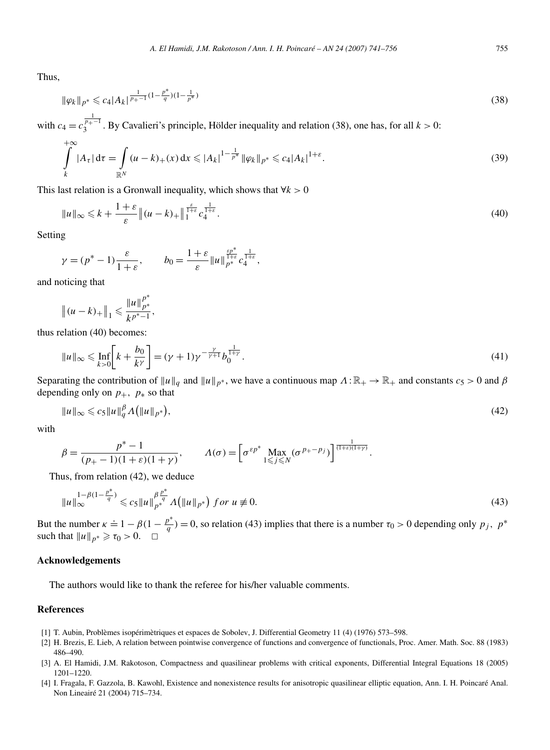Thus,

$$\|\varphi_k\|_{p^*} \leqslant c_4 |A_k|^{\frac{1}{p_+-1}(1-\frac{p^*}{q})(1-\frac{1}{p^*})} \tag{38}$$

with $c_4 = c_3^{\frac{1}{p_+-1}}$. By Cavalieri's principle, Hölder inequality and relation (38), one has, for all $k > 0$:

$$\int_k^{+\infty} |A_\tau|\, \mathrm{d}\tau = \int_{\mathbb{R}^N} (u-k)_+(x)\, \mathrm{d}x \leqslant |A_k|^{1-\frac{1}{p^*}} \|\varphi_k\|_{p^*} \leqslant c_4 |A_k|^{1+\varepsilon}. \tag{39}$$

This last relation is a Gronwall inequality, which shows that $\forall k > 0$

$$\|u\|_\infty \leqslant k + \frac{1+\varepsilon}{\varepsilon} \big\|(u-k)_+\big\|_1^{\frac{\varepsilon}{1+\varepsilon}} c_4^{\frac{1}{1+\varepsilon}}. \tag{40}$$

Setting

$$\gamma = (p^*-1)\frac{\varepsilon}{1+\varepsilon}, \qquad b_0 = \frac{1+\varepsilon}{\varepsilon} \|u\|_{p^*}^{\frac{\varepsilon p^*}{1+\varepsilon}} c_4^{\frac{1}{1+\varepsilon}},$$

and noticing that

$$\big\|(u-k)_+\big\|_1 \leqslant \frac{\|u\|_{p^*}^{p^*}}{k^{p^*-1}},$$

thus relation (40) becomes:

$$\|u\|_\infty \leqslant \operatorname*{Inf}_{k>0}\left[k + \frac{b_0}{k^\gamma}\right] = (\gamma+1)\gamma^{-\frac{\gamma}{\gamma+1}} b_0^{\frac{1}{1+\gamma}}. \tag{41}$$

Separating the contribution of $\|u\|_q$ and $\|u\|_{p^*}$, we have a continuous map $\Lambda : \mathbb{R}_+ \to \mathbb{R}_+$ and constants $c_5 > 0$ and $\beta$ depending only on $p_+,\ p_*$ so that

$$\|u\|_\infty \leqslant c_5 \|u\|_q^\beta \Lambda\big(\|u\|_{p^*}\big), \tag{42}$$

with

$$\beta = \frac{p^*-1}{(p_+-1)(1+\varepsilon)(1+\gamma)}, \qquad \Lambda(\sigma) = \Big[\sigma^{\varepsilon p^*} \operatorname*{Max}_{1\leqslant j\leqslant N} (\sigma^{p_+-p_j})\Big]^{\frac{1}{(1+\varepsilon)(1+\gamma)}}.$$

Thus, from relation (42), we deduce

$$\|u\|_\infty^{1-\beta(1-\frac{p^*}{q})} \leqslant c_5 \|u\|_{p^*}^{\beta\frac{p^*}{q}} \Lambda\big(\|u\|_{p^*}\big) \ \textit{for}\ u \not\equiv 0. \tag{43}$$

But the number $\kappa \doteq 1 - \beta(1-\frac{p^*}{q}) = 0$, so relation (43) implies that there is a number $\tau_0 > 0$ depending only $p_j,\ p^*$ such that $\|u\|_{p^*} \geqslant \tau_0 > 0$. $\square$

## Acknowledgements

The authors would like to thank the referee for his/her valuable comments.

## References

[1] T. Aubin, Problèmes isopérimètriques et espaces de Sobolev, J. Differential Geometry 11 (4) (1976) 573–598.

[2] H. Brezis, E. Lieb, A relation between pointwise convergence of functions and convergence of functionals, Proc. Amer. Math. Soc. 88 (1983) 486–490.

[3] A. El Hamidi, J.M. Rakotoson, Compactness and quasilinear problems with critical exponents, Differential Integral Equations 18 (2005) 1201–1220.

[4] I. Fragala, F. Gazzola, B. Kawohl, Existence and nonexistence results for anisotropic quasilinear elliptic equation, Ann. I. H. Poincaré Anal. Non Lineairé 21 (2004) 715–734.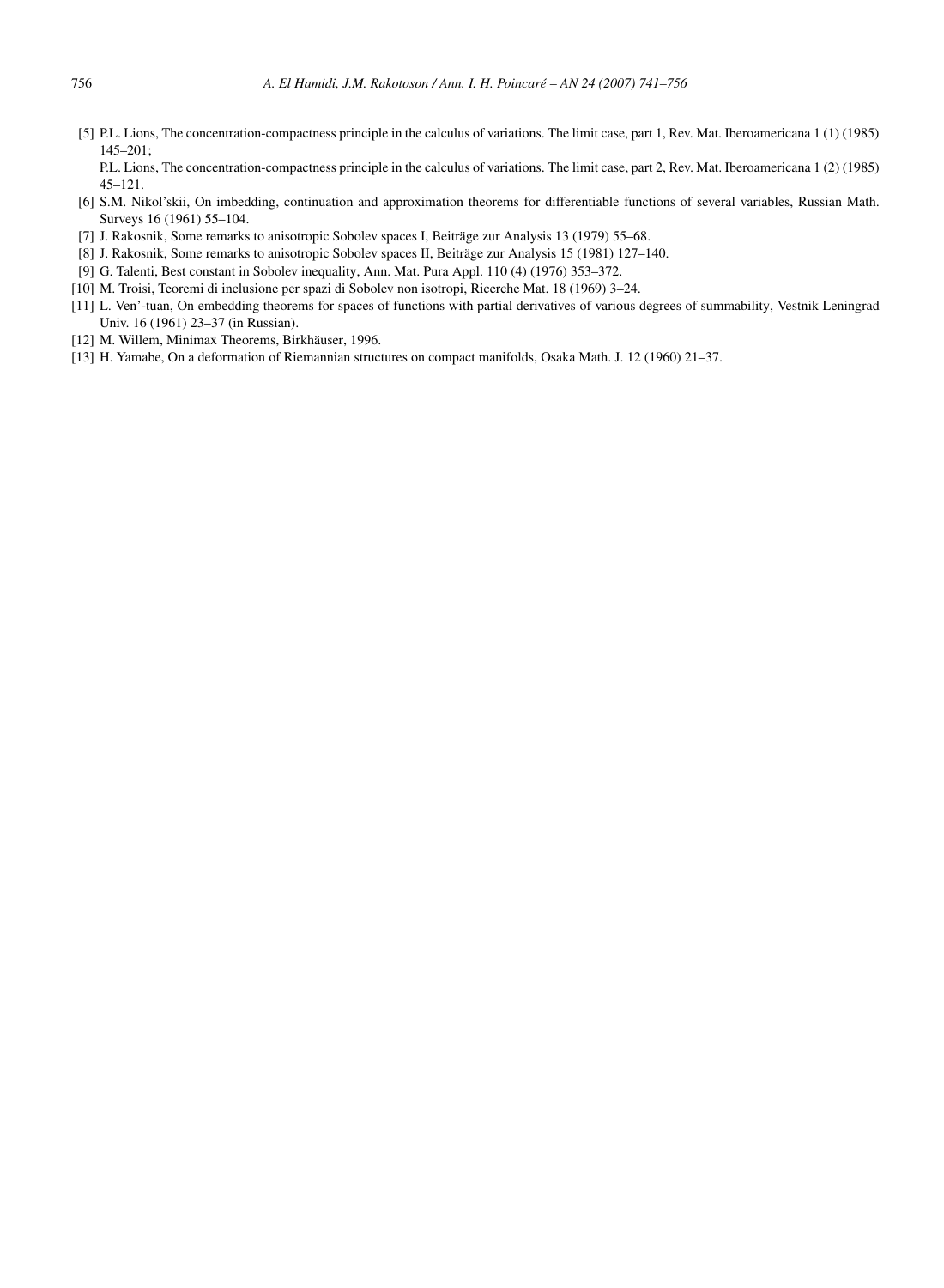[5] P.L. Lions, The concentration-compactness principle in the calculus of variations. The limit case, part 1, Rev. Mat. Iberoamericana 1 (1) (1985) 145–201;
P.L. Lions, The concentration-compactness principle in the calculus of variations. The limit case, part 2, Rev. Mat. Iberoamericana 1 (2) (1985) 45–121.

[6] S.M. Nikol'skii, On imbedding, continuation and approximation theorems for differentiable functions of several variables, Russian Math. Surveys 16 (1961) 55–104.

[7] J. Rakosnik, Some remarks to anisotropic Sobolev spaces I, Beiträge zur Analysis 13 (1979) 55–68.

[8] J. Rakosnik, Some remarks to anisotropic Sobolev spaces II, Beiträge zur Analysis 15 (1981) 127–140.

[9] G. Talenti, Best constant in Sobolev inequality, Ann. Mat. Pura Appl. 110 (4) (1976) 353–372.

[10] M. Troisi, Teoremi di inclusione per spazi di Sobolev non isotropi, Ricerche Mat. 18 (1969) 3–24.

[11] L. Ven'-tuan, On embedding theorems for spaces of functions with partial derivatives of various degrees of summability, Vestnik Leningrad Univ. 16 (1961) 23–37 (in Russian).

[12] M. Willem, Minimax Theorems, Birkhäuser, 1996.

[13] H. Yamabe, On a deformation of Riemannian structures on compact manifolds, Osaka Math. J. 12 (1960) 21–37.